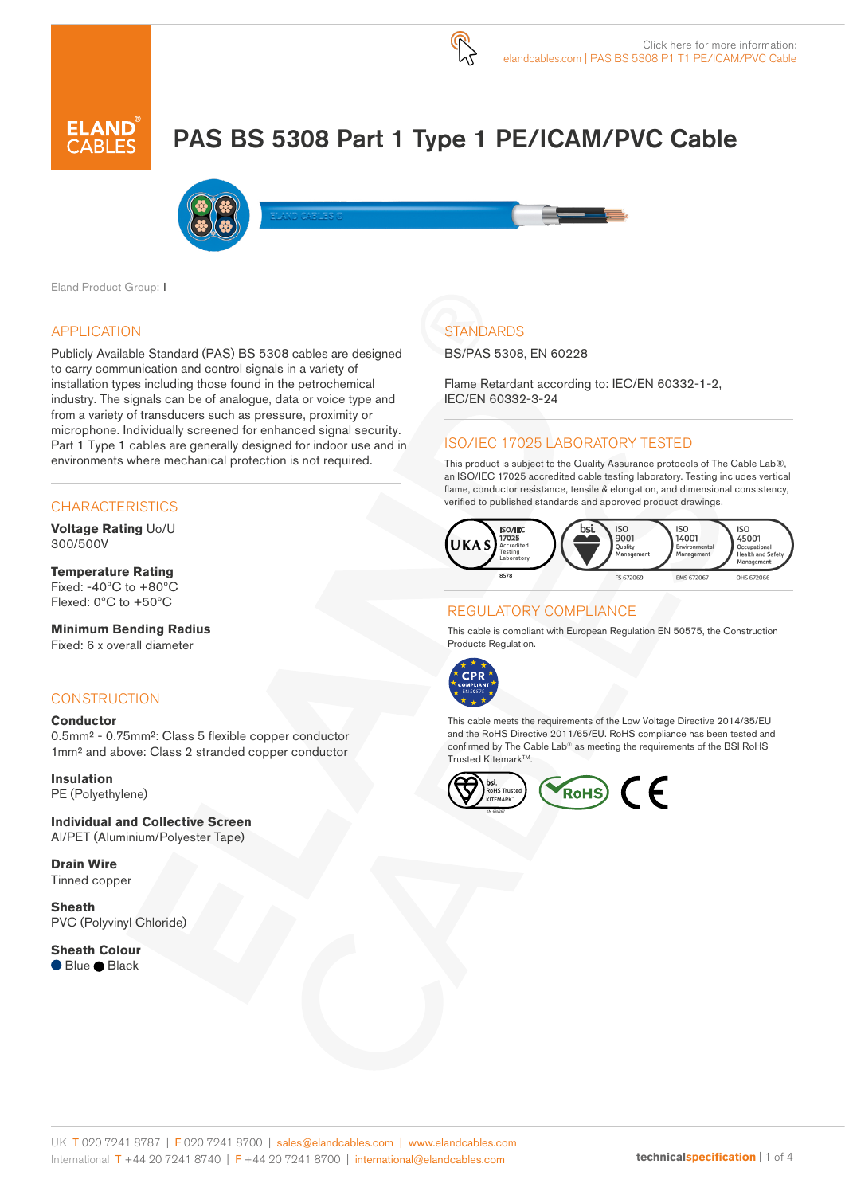Click here for more information:
elandcables.com | PAS BS 5308 P1 T1 PE/ICAM/PVC Cable

# PAS BS 5308 Part 1 Type 1 PE/ICAM/PVC Cable

Eland Product Group: I

## APPLICATION

Publicly Available Standard (PAS) BS 5308 cables are designed to carry communication and control signals in a variety of installation types including those found in the petrochemical industry. The signals can be of analogue, data or voice type and from a variety of transducers such as pressure, proximity or microphone. Individually screened for enhanced signal security. Part 1 Type 1 cables are generally designed for indoor use and in environments where mechanical protection is not required.

## CHARACTERISTICS

**Voltage Rating** Uo/U
300/500V

**Temperature Rating**
Fixed: -40°C to +80°C
Flexed: 0°C to +50°C

**Minimum Bending Radius**
Fixed: 6 x overall diameter

## CONSTRUCTION

**Conductor**
0.5mm² - 0.75mm²: Class 5 flexible copper conductor
1mm² and above: Class 2 stranded copper conductor

**Insulation**
PE (Polyethylene)

**Individual and Collective Screen**
Al/PET (Aluminium/Polyester Tape)

**Drain Wire**
Tinned copper

**Sheath**
PVC (Polyvinyl Chloride)

**Sheath Colour**
● Blue ● Black

## STANDARDS

BS/PAS 5308, EN 60228

Flame Retardant according to: IEC/EN 60332-1-2, IEC/EN 60332-3-24

## ISO/IEC 17025 LABORATORY TESTED

This product is subject to the Quality Assurance protocols of The Cable Lab®, an ISO/IEC 17025 accredited cable testing laboratory. Testing includes vertical flame, conductor resistance, tensile & elongation, and dimensional consistency, verified to published standards and approved product drawings.

## REGULATORY COMPLIANCE

This cable is compliant with European Regulation EN 50575, the Construction Products Regulation.

This cable meets the requirements of the Low Voltage Directive 2014/35/EU and the RoHS Directive 2011/65/EU. RoHS compliance has been tested and confirmed by The Cable Lab® as meeting the requirements of the BSI RoHS Trusted Kitemark™.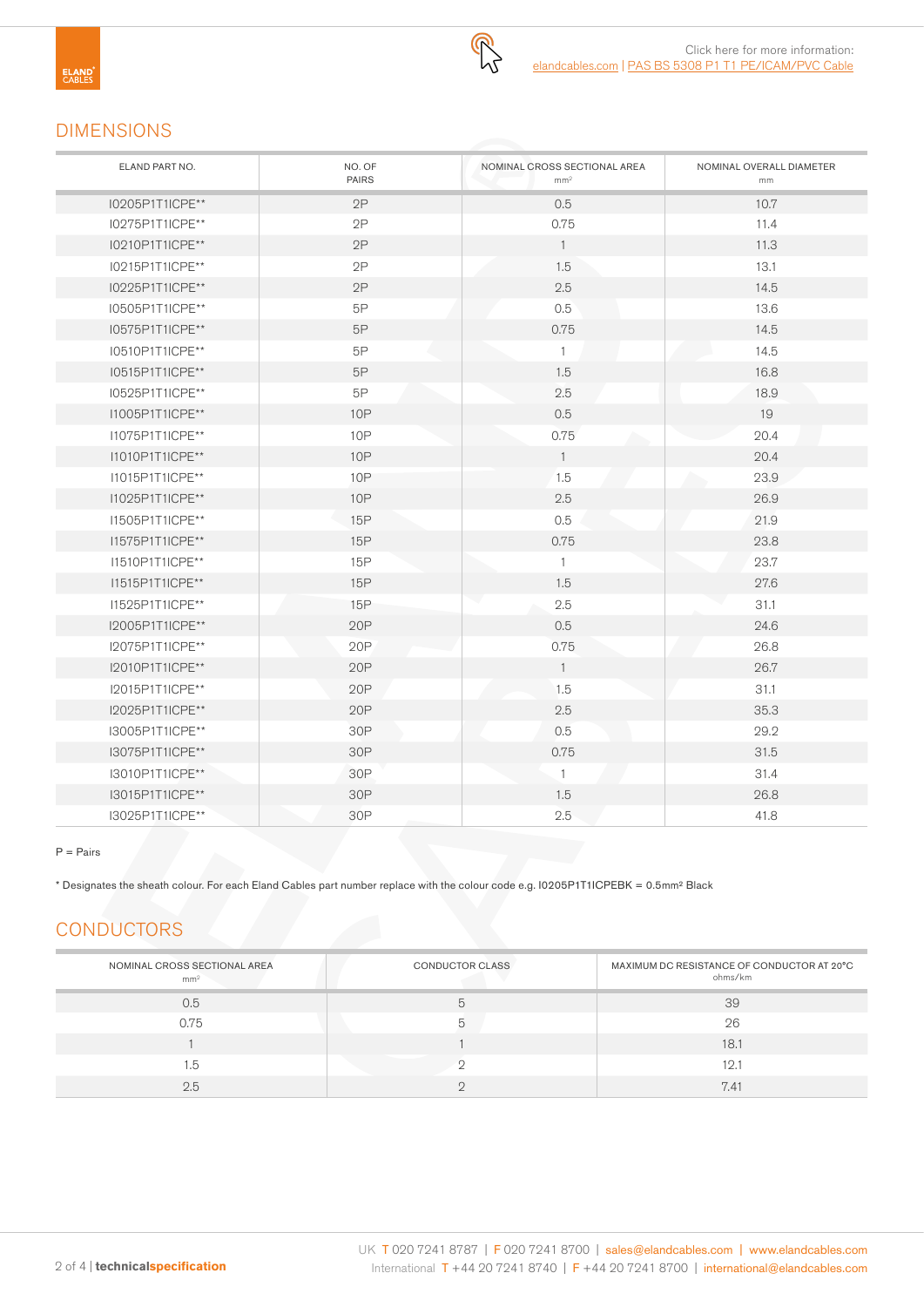Click here for more information:
elandcables.com | PAS BS 5308 P1 T1 PE/ICAM/PVC Cable

## DIMENSIONS

| ELAND PART NO. | NO. OF PAIRS | NOMINAL CROSS SECTIONAL AREA mm² | NOMINAL OVERALL DIAMETER mm |
|---|---|---|---|
| I0205P1T1ICPE** | 2P | 0.5 | 10.7 |
| I0275P1T1ICPE** | 2P | 0.75 | 11.4 |
| I0210P1T1ICPE** | 2P | 1 | 11.3 |
| I0215P1T1ICPE** | 2P | 1.5 | 13.1 |
| I0225P1T1ICPE** | 2P | 2.5 | 14.5 |
| I0505P1T1ICPE** | 5P | 0.5 | 13.6 |
| I0575P1T1ICPE** | 5P | 0.75 | 14.5 |
| I0510P1T1ICPE** | 5P | 1 | 14.5 |
| I0515P1T1ICPE** | 5P | 1.5 | 16.8 |
| I0525P1T1ICPE** | 5P | 2.5 | 18.9 |
| I1005P1T1ICPE** | 10P | 0.5 | 19 |
| I1075P1T1ICPE** | 10P | 0.75 | 20.4 |
| I1010P1T1ICPE** | 10P | 1 | 20.4 |
| I1015P1T1ICPE** | 10P | 1.5 | 23.9 |
| I1025P1T1ICPE** | 10P | 2.5 | 26.9 |
| I1505P1T1ICPE** | 15P | 0.5 | 21.9 |
| I1575P1T1ICPE** | 15P | 0.75 | 23.8 |
| I1510P1T1ICPE** | 15P | 1 | 23.7 |
| I1515P1T1ICPE** | 15P | 1.5 | 27.6 |
| I1525P1T1ICPE** | 15P | 2.5 | 31.1 |
| I2005P1T1ICPE** | 20P | 0.5 | 24.6 |
| I2075P1T1ICPE** | 20P | 0.75 | 26.8 |
| I2010P1T1ICPE** | 20P | 1 | 26.7 |
| I2015P1T1ICPE** | 20P | 1.5 | 31.1 |
| I2025P1T1ICPE** | 20P | 2.5 | 35.3 |
| I3005P1T1ICPE** | 30P | 0.5 | 29.2 |
| I3075P1T1ICPE** | 30P | 0.75 | 31.5 |
| I3010P1T1ICPE** | 30P | 1 | 31.4 |
| I3015P1T1ICPE** | 30P | 1.5 | 26.8 |
| I3025P1T1ICPE** | 30P | 2.5 | 41.8 |

P = Pairs

* Designates the sheath colour. For each Eland Cables part number replace with the colour code e.g. I0205P1T1ICPEBK = 0.5mm² Black

## CONDUCTORS

| NOMINAL CROSS SECTIONAL AREA mm² | CONDUCTOR CLASS | MAXIMUM DC RESISTANCE OF CONDUCTOR AT 20°C ohms/km |
|---|---|---|
| 0.5 | 5 | 39 |
| 0.75 | 5 | 26 |
| 1 | 1 | 18.1 |
| 1.5 | 2 | 12.1 |
| 2.5 | 2 | 7.41 |

UK T 020 7241 8787 | F 020 7241 8700 | sales@elandcables.com | www.elandcables.com
International T +44 20 7241 8740 | F +44 20 7241 8700 | international@elandcables.com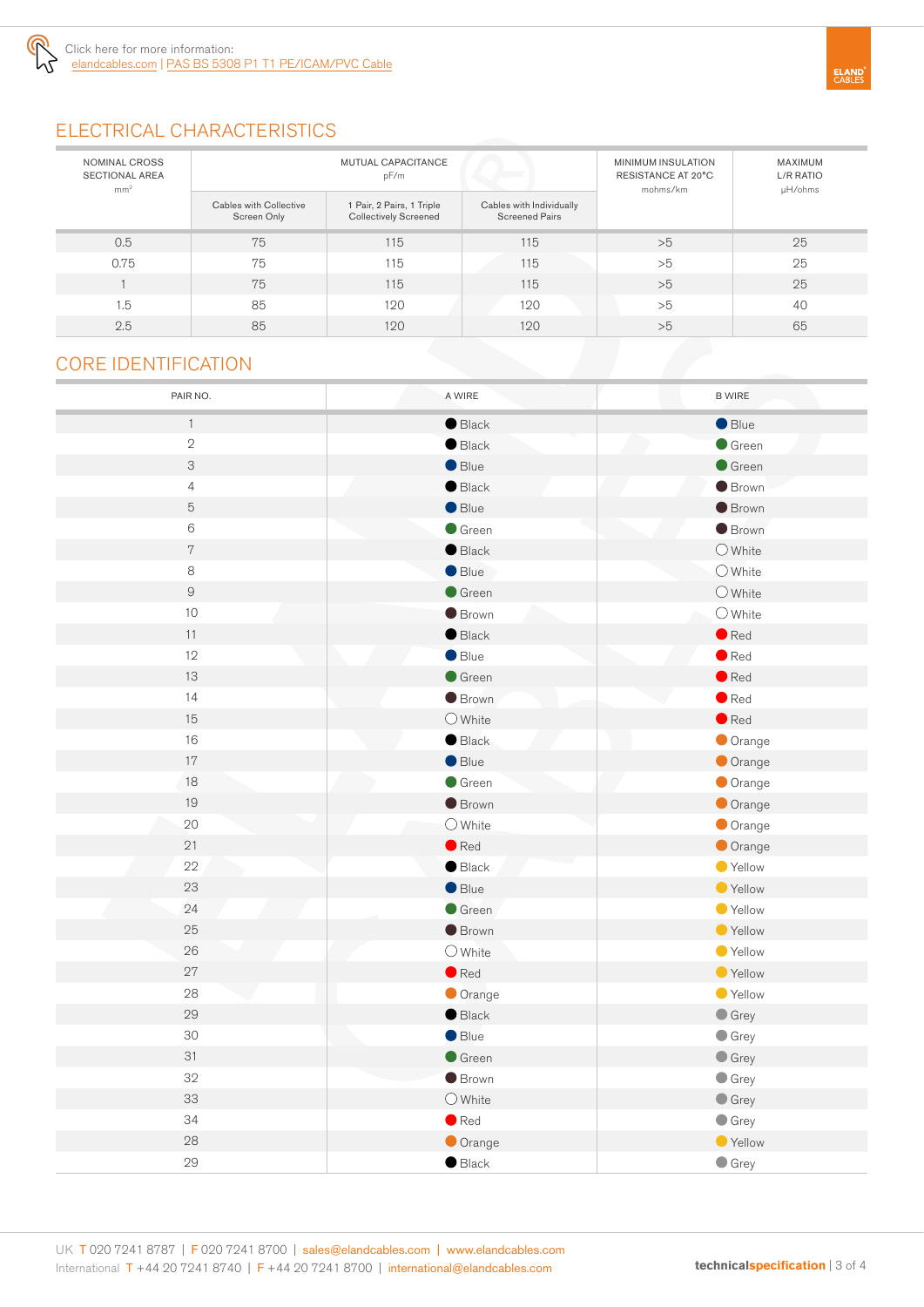Click here for more information:
elandcables.com | PAS BS 5308 P1 T1 PE/ICAM/PVC Cable

## ELECTRICAL CHARACTERISTICS

| NOMINAL CROSS SECTIONAL AREA mm² | MUTUAL CAPACITANCE pF/m | | | MINIMUM INSULATION RESISTANCE AT 20°C mohms/km | MAXIMUM L/R RATIO µH/ohms |
|---|---|---|---|---|---|
| | Cables with Collective Screen Only | 1 Pair, 2 Pairs, 1 Triple Collectively Screened | Cables with Individually Screened Pairs | | |
| 0.5 | 75 | 115 | 115 | >5 | 25 |
| 0.75 | 75 | 115 | 115 | >5 | 25 |
| 1 | 75 | 115 | 115 | >5 | 25 |
| 1.5 | 85 | 120 | 120 | >5 | 40 |
| 2.5 | 85 | 120 | 120 | >5 | 65 |

## CORE IDENTIFICATION

| PAIR NO. | A WIRE | B WIRE |
|---|---|---|
| 1 | Black | Blue |
| 2 | Black | Green |
| 3 | Blue | Green |
| 4 | Black | Brown |
| 5 | Blue | Brown |
| 6 | Green | Brown |
| 7 | Black | White |
| 8 | Blue | White |
| 9 | Green | White |
| 10 | Brown | White |
| 11 | Black | Red |
| 12 | Blue | Red |
| 13 | Green | Red |
| 14 | Brown | Red |
| 15 | White | Red |
| 16 | Black | Orange |
| 17 | Blue | Orange |
| 18 | Green | Orange |
| 19 | Brown | Orange |
| 20 | White | Orange |
| 21 | Red | Orange |
| 22 | Black | Yellow |
| 23 | Blue | Yellow |
| 24 | Green | Yellow |
| 25 | Brown | Yellow |
| 26 | White | Yellow |
| 27 | Red | Yellow |
| 28 | Orange | Yellow |
| 29 | Black | Grey |
| 30 | Blue | Grey |
| 31 | Green | Grey |
| 32 | Brown | Grey |
| 33 | White | Grey |
| 34 | Red | Grey |
| 28 | Orange | Yellow |
| 29 | Black | Grey |

UK T 020 7241 8787 | F 020 7241 8700 | sales@elandcables.com | www.elandcables.com
International T +44 20 7241 8740 | F +44 20 7241 8700 | international@elandcables.com

technicalspecification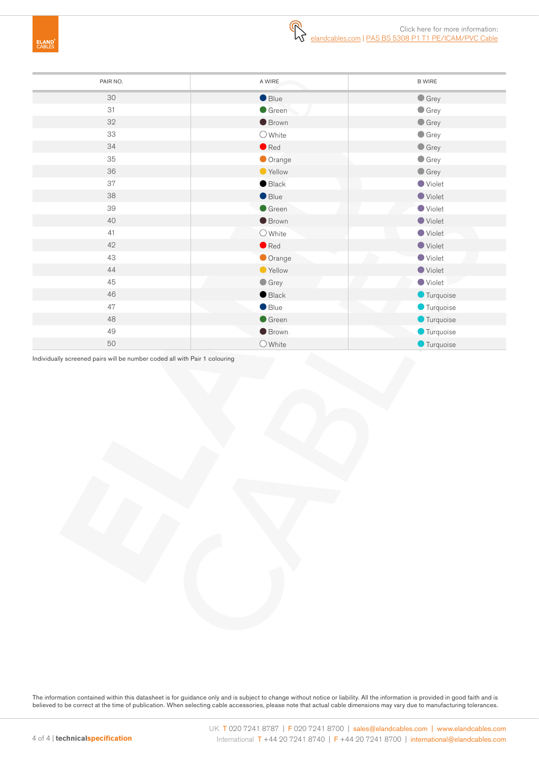Click here for more information: elandcables.com | PAS BS 5308 P1 T1 PE/ICAM/PVC Cable

| PAIR NO. | A WIRE | B WIRE |
|---|---|---|
| 30 | Blue | Grey |
| 31 | Green | Grey |
| 32 | Brown | Grey |
| 33 | White | Grey |
| 34 | Red | Grey |
| 35 | Orange | Grey |
| 36 | Yellow | Grey |
| 37 | Black | Violet |
| 38 | Blue | Violet |
| 39 | Green | Violet |
| 40 | Brown | Violet |
| 41 | White | Violet |
| 42 | Red | Violet |
| 43 | Orange | Violet |
| 44 | Yellow | Violet |
| 45 | Grey | Violet |
| 46 | Black | Turquoise |
| 47 | Blue | Turquoise |
| 48 | Green | Turquoise |
| 49 | Brown | Turquoise |
| 50 | White | Turquoise |

Individually screened pairs will be number coded all with Pair 1 colouring

The information contained within this datasheet is for guidance only and is subject to change without notice or liability. All the information is provided in good faith and is believed to be correct at the time of publication. When selecting cable accessories, please note that actual cable dimensions may vary due to manufacturing tolerances.

UK T 020 7241 8787 | F 020 7241 8700 | sales@elandcables.com | www.elandcables.com
International T +44 20 7241 8740 | F +44 20 7241 8700 | international@elandcables.com